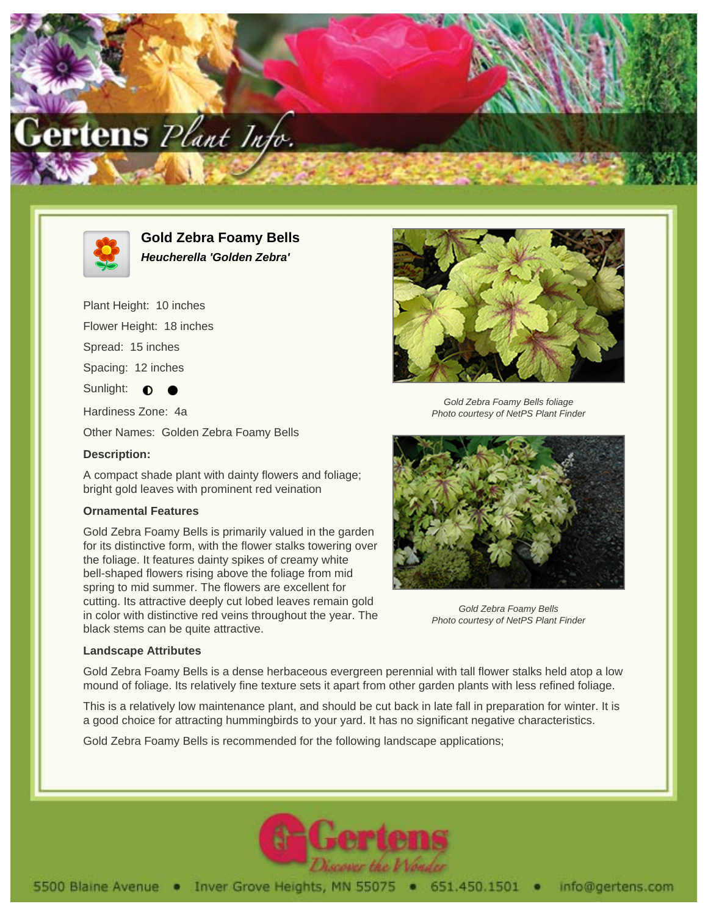# Gold Zebra Foamy Bells

***Heucherella 'Golden Zebra'***

Plant Height: 10 inches

Flower Height: 18 inches

Spread: 15 inches

Spacing: 12 inches

Sunlight: ◐ ●

Hardiness Zone: 4a

Other Names: Golden Zebra Foamy Bells

**Description:**

A compact shade plant with dainty flowers and foliage; bright gold leaves with prominent red veination

**Ornamental Features**

Gold Zebra Foamy Bells is primarily valued in the garden for its distinctive form, with the flower stalks towering over the foliage. It features dainty spikes of creamy white bell-shaped flowers rising above the foliage from mid spring to mid summer. The flowers are excellent for cutting. Its attractive deeply cut lobed leaves remain gold in color with distinctive red veins throughout the year. The black stems can be quite attractive.

*Gold Zebra Foamy Bells foliage*
*Photo courtesy of NetPS Plant Finder*

*Gold Zebra Foamy Bells*
*Photo courtesy of NetPS Plant Finder*

**Landscape Attributes**

Gold Zebra Foamy Bells is a dense herbaceous evergreen perennial with tall flower stalks held atop a low mound of foliage. Its relatively fine texture sets it apart from other garden plants with less refined foliage.

This is a relatively low maintenance plant, and should be cut back in late fall in preparation for winter. It is a good choice for attracting hummingbirds to your yard. It has no significant negative characteristics.

Gold Zebra Foamy Bells is recommended for the following landscape applications;

5500 Blaine Avenue • Inver Grove Heights, MN 55075 • 651.450.1501 • info@gertens.com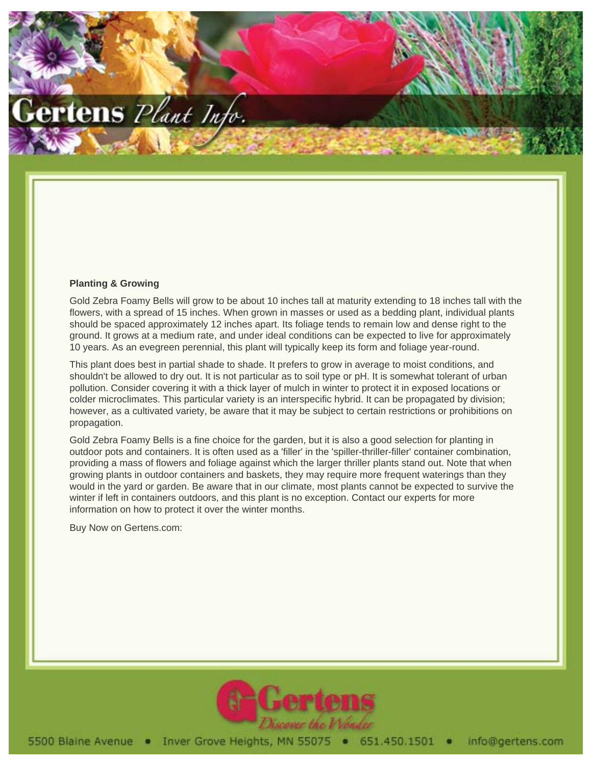### Planting & Growing

Gold Zebra Foamy Bells will grow to be about 10 inches tall at maturity extending to 18 inches tall with the flowers, with a spread of 15 inches. When grown in masses or used as a bedding plant, individual plants should be spaced approximately 12 inches apart. Its foliage tends to remain low and dense right to the ground. It grows at a medium rate, and under ideal conditions can be expected to live for approximately 10 years. As an evegreen perennial, this plant will typically keep its form and foliage year-round.

This plant does best in partial shade to shade. It prefers to grow in average to moist conditions, and shouldn't be allowed to dry out. It is not particular as to soil type or pH. It is somewhat tolerant of urban pollution. Consider covering it with a thick layer of mulch in winter to protect it in exposed locations or colder microclimates. This particular variety is an interspecific hybrid. It can be propagated by division; however, as a cultivated variety, be aware that it may be subject to certain restrictions or prohibitions on propagation.

Gold Zebra Foamy Bells is a fine choice for the garden, but it is also a good selection for planting in outdoor pots and containers. It is often used as a 'filler' in the 'spiller-thriller-filler' container combination, providing a mass of flowers and foliage against which the larger thriller plants stand out. Note that when growing plants in outdoor containers and baskets, they may require more frequent waterings than they would in the yard or garden. Be aware that in our climate, most plants cannot be expected to survive the winter if left in containers outdoors, and this plant is no exception. Contact our experts for more information on how to protect it over the winter months.

Buy Now on Gertens.com: